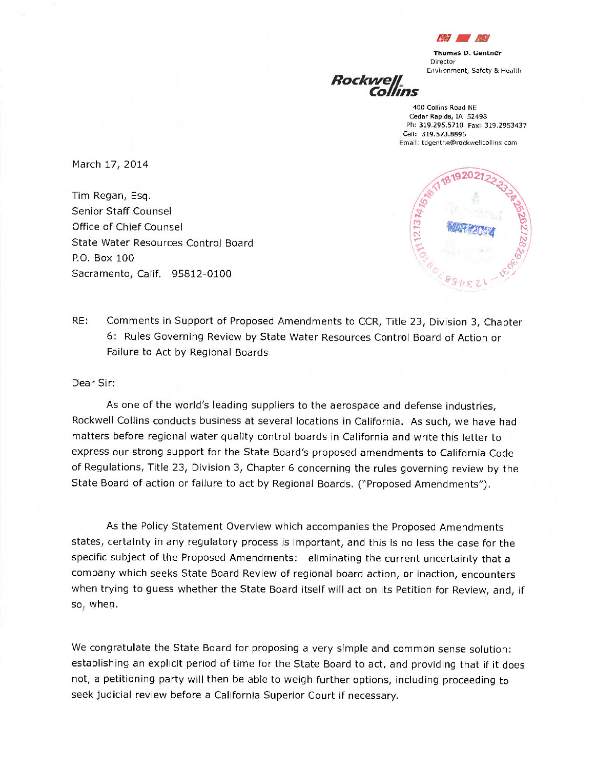**Thomas D. Gentner**
Director
Environment, Safety & Health

**Rockwell Collins**

400 Collins Road NE
Cedar Rapids, IA 52498
Ph: 319.295.5710 Fax: 319.2953437
Cell: 319.573.8896
Email: tdgentne@rockwellcollins.com

March 17, 2014

Tim Regan, Esq.
Senior Staff Counsel
Office of Chief Counsel
State Water Resources Control Board
P.O. Box 100
Sacramento, Calif. 95812-0100

RE: Comments in Support of Proposed Amendments to CCR, Title 23, Division 3, Chapter 6: Rules Governing Review by State Water Resources Control Board of Action or Failure to Act by Regional Boards

Dear Sir:

As one of the world's leading suppliers to the aerospace and defense industries, Rockwell Collins conducts business at several locations in California. As such, we have had matters before regional water quality control boards in California and write this letter to express our strong support for the State Board's proposed amendments to California Code of Regulations, Title 23, Division 3, Chapter 6 concerning the rules governing review by the State Board of action or failure to act by Regional Boards. ("Proposed Amendments").

As the Policy Statement Overview which accompanies the Proposed Amendments states, certainty in any regulatory process is important, and this is no less the case for the specific subject of the Proposed Amendments: eliminating the current uncertainty that a company which seeks State Board Review of regional board action, or inaction, encounters when trying to guess whether the State Board itself will act on its Petition for Review, and, if so, when.

We congratulate the State Board for proposing a very simple and common sense solution: establishing an explicit period of time for the State Board to act, and providing that if it does not, a petitioning party will then be able to weigh further options, including proceeding to seek judicial review before a California Superior Court if necessary.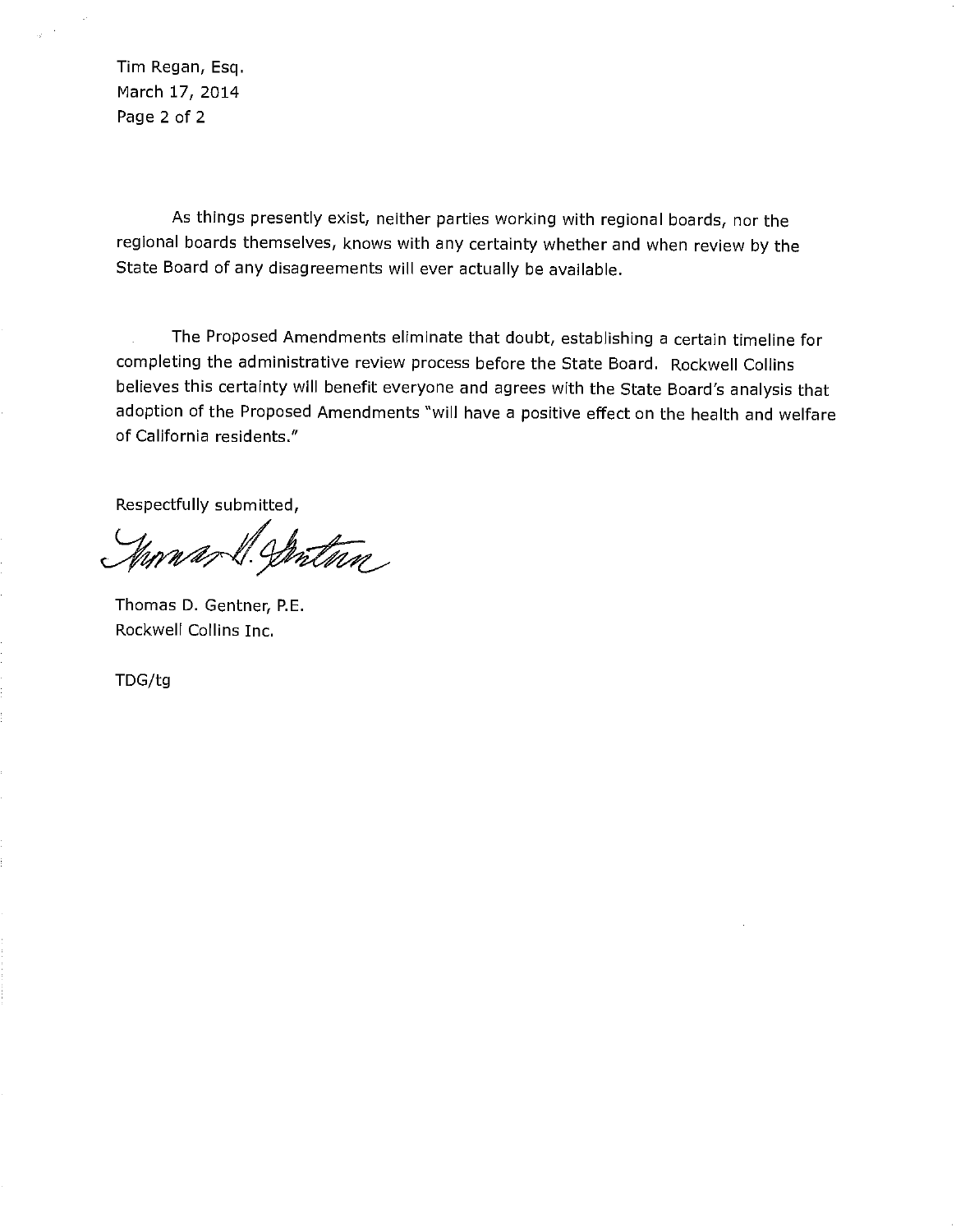As things presently exist, neither parties working with regional boards, nor the regional boards themselves, knows with any certainty whether and when review by the State Board of any disagreements will ever actually be available.

The Proposed Amendments eliminate that doubt, establishing a certain timeline for completing the administrative review process before the State Board. Rockwell Collins believes this certainty will benefit everyone and agrees with the State Board's analysis that adoption of the Proposed Amendments "will have a positive effect on the health and welfare of California residents."

Respectfully submitted,

Thomas D. Gentner, P.E.
Rockwell Collins Inc.

TDG/tg